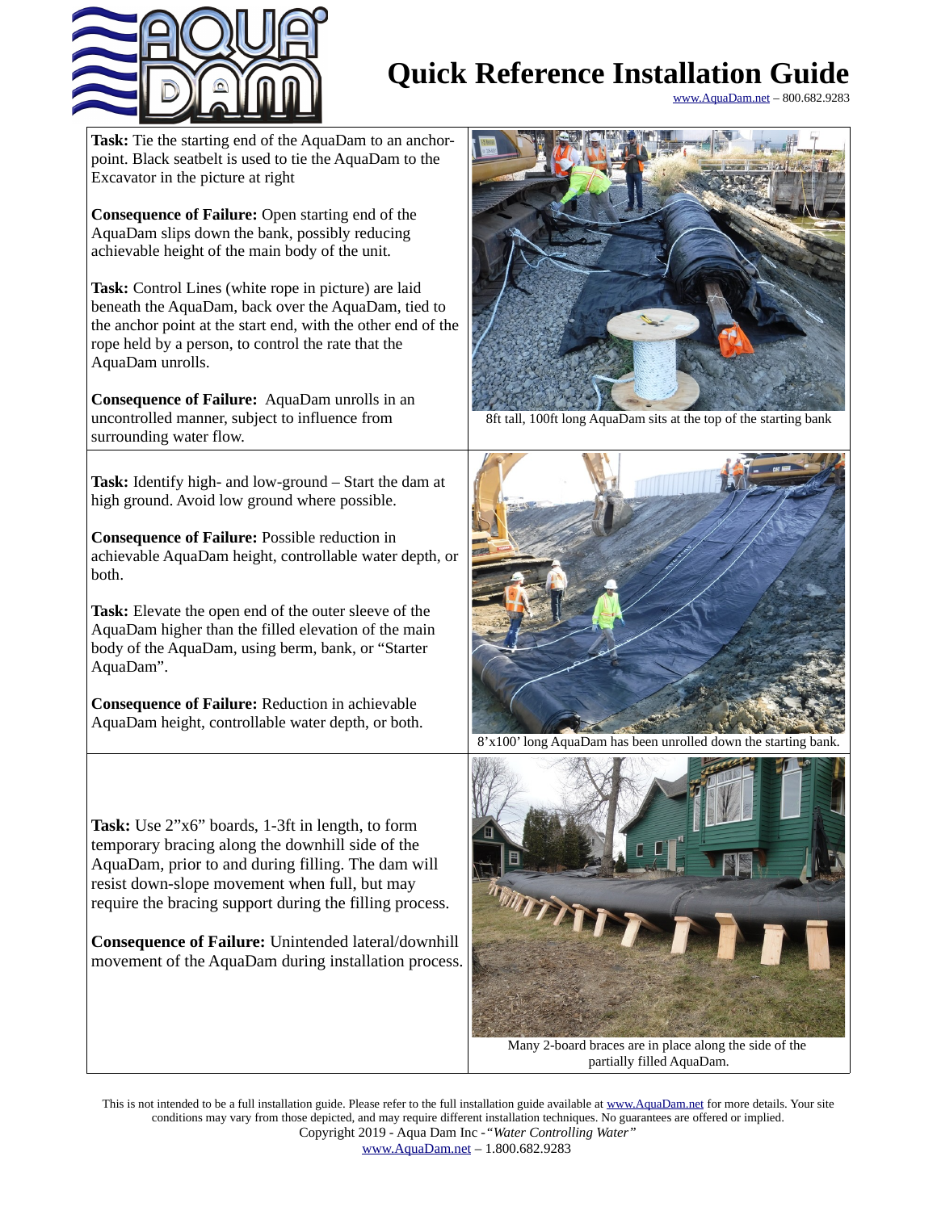# Quick Reference Installation Guide

www.AquaDam.net – 800.682.9283

**Task:** Tie the starting end of the AquaDam to an anchor-point. Black seatbelt is used to tie the AquaDam to the Excavator in the picture at right

**Consequence of Failure:** Open starting end of the AquaDam slips down the bank, possibly reducing achievable height of the main body of the unit.

**Task:** Control Lines (white rope in picture) are laid beneath the AquaDam, back over the AquaDam, tied to the anchor point at the start end, with the other end of the rope held by a person, to control the rate that the AquaDam unrolls.

**Consequence of Failure:** AquaDam unrolls in an uncontrolled manner, subject to influence from surrounding water flow.

8ft tall, 100ft long AquaDam sits at the top of the starting bank

**Task:** Identify high- and low-ground – Start the dam at high ground. Avoid low ground where possible.

**Consequence of Failure:** Possible reduction in achievable AquaDam height, controllable water depth, or both.

**Task:** Elevate the open end of the outer sleeve of the AquaDam higher than the filled elevation of the main body of the AquaDam, using berm, bank, or "Starter AquaDam".

**Consequence of Failure:** Reduction in achievable AquaDam height, controllable water depth, or both.

8'x100' long AquaDam has been unrolled down the starting bank.

**Task:** Use 2"x6" boards, 1-3ft in length, to form temporary bracing along the downhill side of the AquaDam, prior to and during filling. The dam will resist down-slope movement when full, but may require the bracing support during the filling process.

**Consequence of Failure:** Unintended lateral/downhill movement of the AquaDam during installation process.

Many 2-board braces are in place along the side of the partially filled AquaDam.

This is not intended to be a full installation guide. Please refer to the full installation guide available at www.AquaDam.net for more details. Your site conditions may vary from those depicted, and may require different installation techniques. No guarantees are offered or implied.

Copyright 2019 - Aqua Dam Inc - *"Water Controlling Water"*

www.AquaDam.net – 1.800.682.9283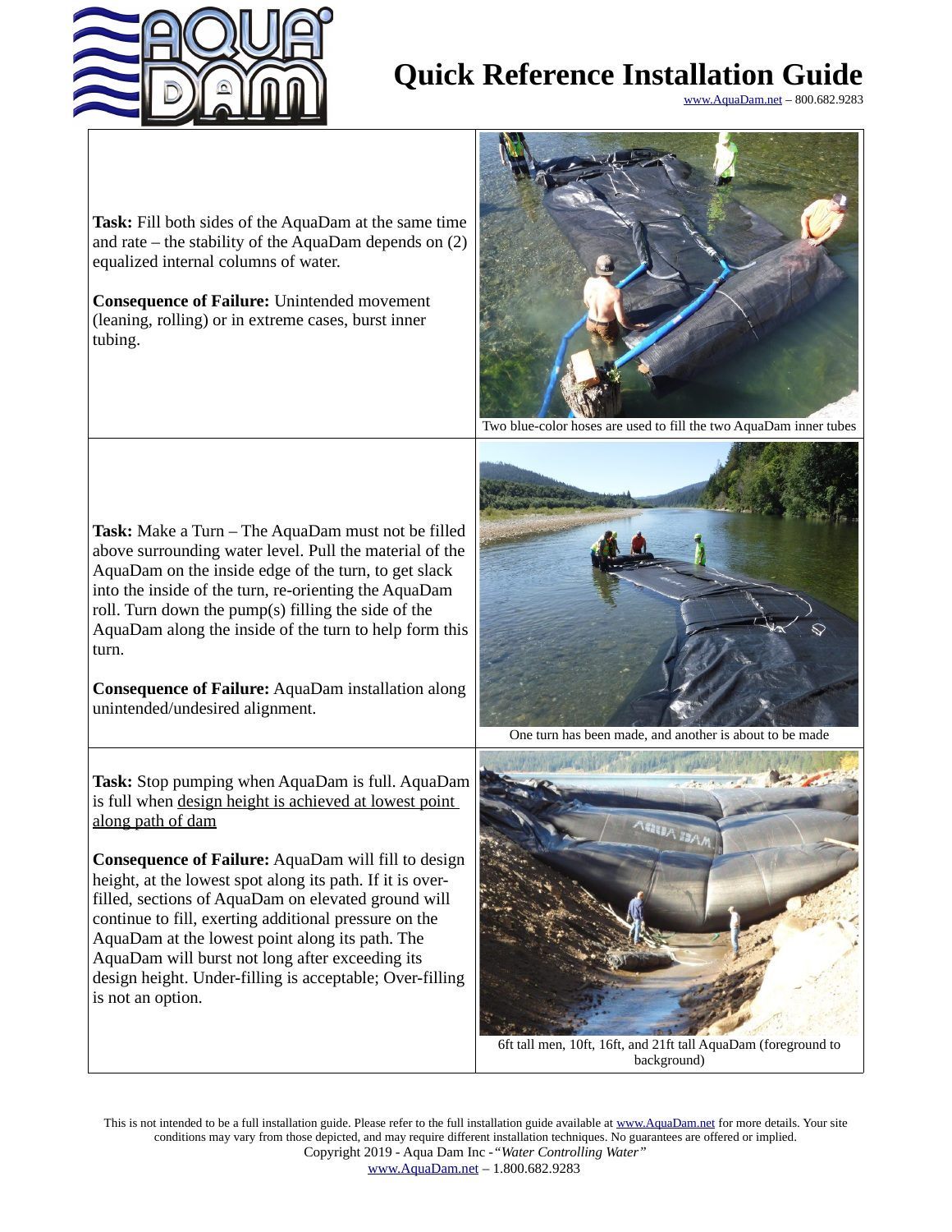# Quick Reference Installation Guide

www.AquaDam.net – 800.682.9283

| | |
|---|---|
| **Task:** Fill both sides of the AquaDam at the same time and rate – the stability of the AquaDam depends on (2) equalized internal columns of water.<br><br>**Consequence of Failure:** Unintended movement (leaning, rolling) or in extreme cases, burst inner tubing. | Two blue-color hoses are used to fill the two AquaDam inner tubes |
| **Task:** Make a Turn – The AquaDam must not be filled above surrounding water level. Pull the material of the AquaDam on the inside edge of the turn, to get slack into the inside of the turn, re-orienting the AquaDam roll. Turn down the pump(s) filling the side of the AquaDam along the inside of the turn to help form this turn.<br><br>**Consequence of Failure:** AquaDam installation along unintended/undesired alignment. | One turn has been made, and another is about to be made |
| **Task:** Stop pumping when AquaDam is full. AquaDam is full when design height is achieved at lowest point along path of dam<br><br>**Consequence of Failure:** AquaDam will fill to design height, at the lowest spot along its path. If it is over-filled, sections of AquaDam on elevated ground will continue to fill, exerting additional pressure on the AquaDam at the lowest point along its path. The AquaDam will burst not long after exceeding its design height. Under-filling is acceptable; Over-filling is not an option. | 6ft tall men, 10ft, 16ft, and 21ft tall AquaDam (foreground to background) |

This is not intended to be a full installation guide. Please refer to the full installation guide available at www.AquaDam.net for more details. Your site conditions may vary from those depicted, and may require different installation techniques. No guarantees are offered or implied.
Copyright 2019 - Aqua Dam Inc - *"Water Controlling Water"*
www.AquaDam.net – 1.800.682.9283